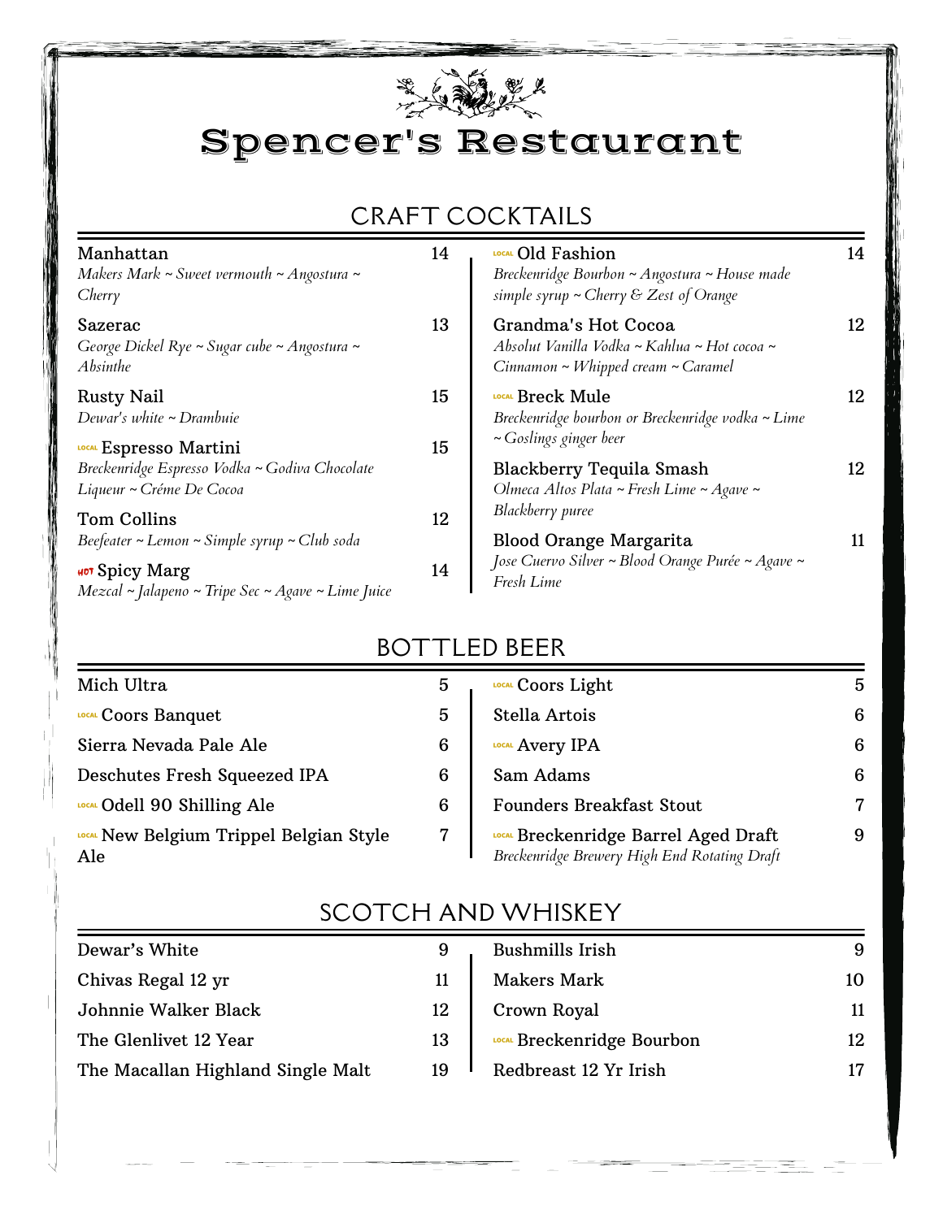# Spencer's Restaurant

## CRAFT COCKTAILS

**Manhattan** — 14
*Makers Mark ~ Sweet vermouth ~ Angostura ~ Cherry*

**Sazerac** — 13
*George Dickel Rye ~ Sugar cube ~ Angostura ~ Absinthe*

**Rusty Nail** — 15
*Dewar's white ~ Drambuie*

LOCAL **Espresso Martini** — 15
*Breckenridge Espresso Vodka ~ Godiva Chocolate Liqueur ~ Créme De Cocoa*

**Tom Collins** — 12
*Beefeater ~ Lemon ~ Simple syrup ~ Club soda*

HOT **Spicy Marg** — 14
*Mezcal ~ Jalapeno ~ Tripe Sec ~ Agave ~ Lime Juice*

LOCAL **Old Fashion** — 14
*Breckenridge Bourbon ~ Angostura ~ House made simple syrup ~ Cherry & Zest of Orange*

**Grandma's Hot Cocoa** — 12
*Absolut Vanilla Vodka ~ Kahlua ~ Hot cocoa ~ Cinnamon ~ Whipped cream ~ Caramel*

LOCAL **Breck Mule** — 12
*Breckenridge bourbon or Breckenridge vodka ~ Lime ~ Goslings ginger beer*

**Blackberry Tequila Smash** — 12
*Olmeca Altos Plata ~ Fresh Lime ~ Agave ~ Blackberry puree*

**Blood Orange Margarita** — 11
*Jose Cuervo Silver ~ Blood Orange Purée ~ Agave ~ Fresh Lime*

## BOTTLED BEER

| Beer | Price |
|---|---|
| Mich Ultra | 5 |
| LOCAL Coors Banquet | 5 |
| Sierra Nevada Pale Ale | 6 |
| Deschutes Fresh Squeezed IPA | 6 |
| LOCAL Odell 90 Shilling Ale | 6 |
| LOCAL New Belgium Trippel Belgian Style Ale | 7 |
| LOCAL Coors Light | 5 |
| Stella Artois | 6 |
| LOCAL Avery IPA | 6 |
| Sam Adams | 6 |
| Founders Breakfast Stout | 7 |
| LOCAL Breckenridge Barrel Aged Draft *Breckenridge Brewery High End Rotating Draft* | 9 |

## SCOTCH AND WHISKEY

| Whiskey | Price |
|---|---|
| Dewar's White | 9 |
| Chivas Regal 12 yr | 11 |
| Johnnie Walker Black | 12 |
| The Glenlivet 12 Year | 13 |
| The Macallan Highland Single Malt | 19 |
| Bushmills Irish | 9 |
| Makers Mark | 10 |
| Crown Royal | 11 |
| LOCAL Breckenridge Bourbon | 12 |
| Redbreast 12 Yr Irish | 17 |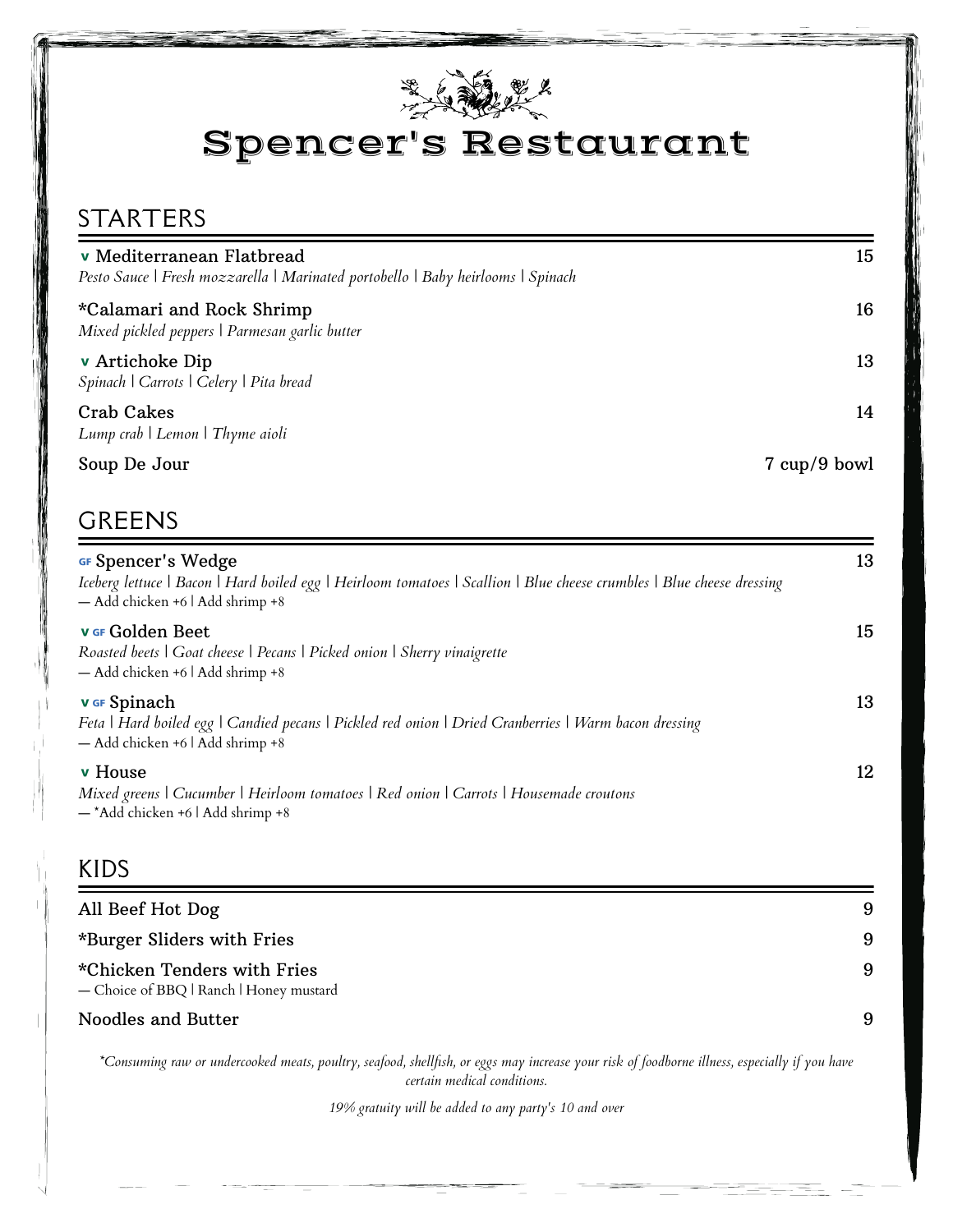# Spencer's Restaurant

## STARTERS

**V** Mediterranean Flatbread — 15
*Pesto Sauce | Fresh mozzarella | Marinated portobello | Baby heirlooms | Spinach*

*Calamari and Rock Shrimp — 16
*Mixed pickled peppers | Parmesan garlic butter*

**V** Artichoke Dip — 13
*Spinach | Carrots | Celery | Pita bread*

Crab Cakes — 14
*Lump crab | Lemon | Thyme aioli*

Soup De Jour — 7 cup/9 bowl

## GREENS

**GF** Spencer's Wedge — 13
*Iceberg lettuce | Bacon | Hard boiled egg | Heirloom tomatoes | Scallion | Blue cheese crumbles | Blue cheese dressing*
— Add chicken +6 | Add shrimp +8

**V GF** Golden Beet — 15
*Roasted beets | Goat cheese | Pecans | Picked onion | Sherry vinaigrette*
— Add chicken +6 | Add shrimp +8

**V GF** Spinach — 13
*Feta | Hard boiled egg | Candied pecans | Pickled red onion | Dried Cranberries | Warm bacon dressing*
— Add chicken +6 | Add shrimp +8

**V** House — 12
*Mixed greens | Cucumber | Heirloom tomatoes | Red onion | Carrots | Housemade croutons*
— *Add chicken +6 | Add shrimp +8

## KIDS

All Beef Hot Dog — 9

*Burger Sliders with Fries — 9

*Chicken Tenders with Fries — 9
— Choice of BBQ | Ranch | Honey mustard

Noodles and Butter — 9

*\*Consuming raw or undercooked meats, poultry, seafood, shellfish, or eggs may increase your risk of foodborne illness, especially if you have certain medical conditions.*

*19% gratuity will be added to any party's 10 and over*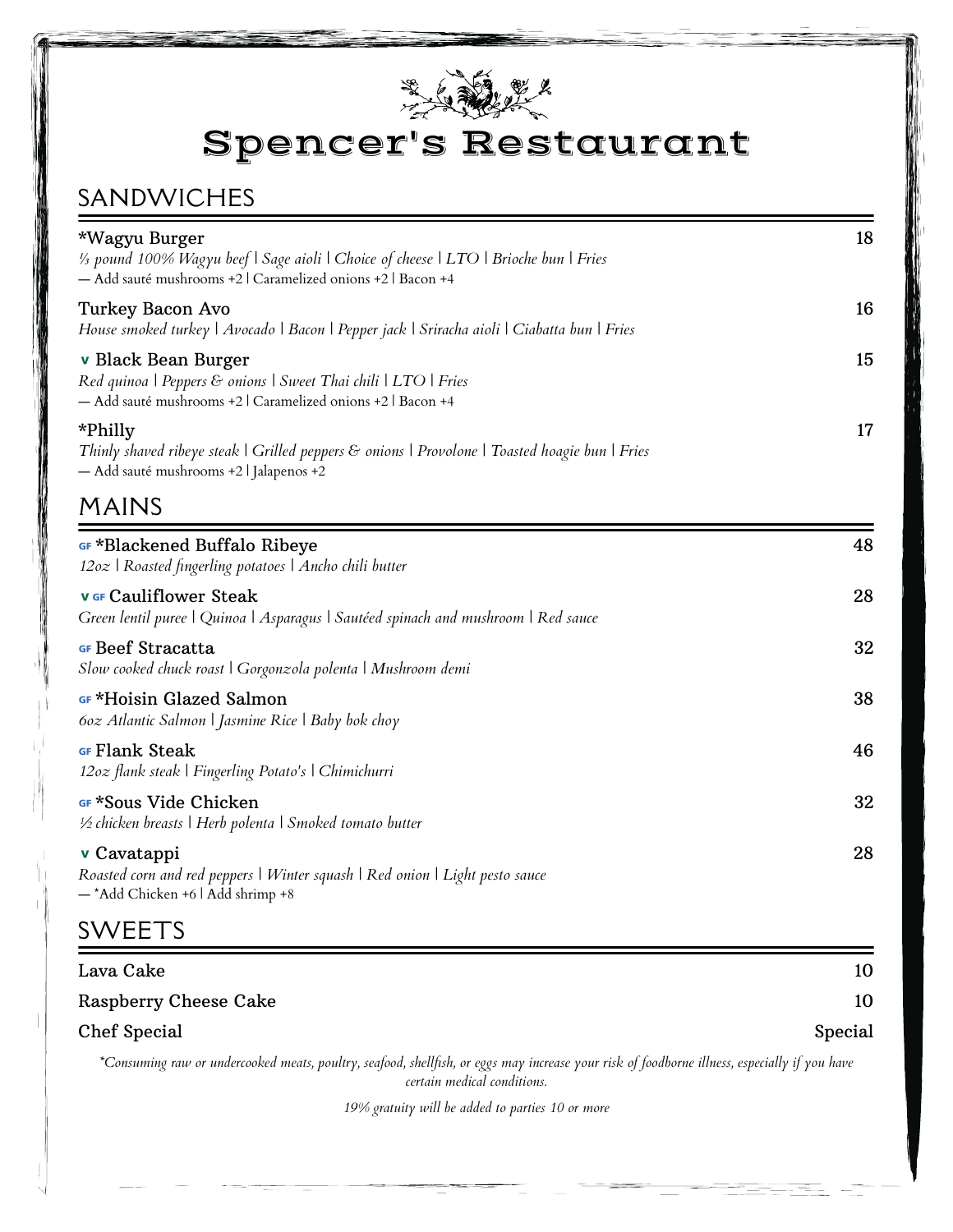# Spencer's Restaurant

## SANDWICHES

**\*Wagyu Burger** — 18
*⅓ pound 100% Wagyu beef | Sage aioli | Choice of cheese | LTO | Brioche bun | Fries*
— Add sauté mushrooms +2 | Caramelized onions +2 | Bacon +4

**Turkey Bacon Avo** — 16
*House smoked turkey | Avocado | Bacon | Pepper jack | Sriracha aioli | Ciabatta bun | Fries*

**V Black Bean Burger** — 15
*Red quinoa | Peppers & onions | Sweet Thai chili | LTO | Fries*
— Add sauté mushrooms +2 | Caramelized onions +2 | Bacon +4

**\*Philly** — 17
*Thinly shaved ribeye steak | Grilled peppers & onions | Provolone | Toasted hoagie bun | Fries*
— Add sauté mushrooms +2 | Jalapenos +2

## MAINS

**GF \*Blackened Buffalo Ribeye** — 48
*12oz | Roasted fingerling potatoes | Ancho chili butter*

**V GF Cauliflower Steak** — 28
*Green lentil puree | Quinoa | Asparagus | Sautéed spinach and mushroom | Red sauce*

**GF Beef Stracatta** — 32
*Slow cooked chuck roast | Gorgonzola polenta | Mushroom demi*

**GF \*Hoisin Glazed Salmon** — 38
*6oz Atlantic Salmon | Jasmine Rice | Baby bok choy*

**GF Flank Steak** — 46
*12oz flank steak | Fingerling Potato's | Chimichurri*

**GF \*Sous Vide Chicken** — 32
*½ chicken breasts | Herb polenta | Smoked tomato butter*

**V Cavatappi** — 28
*Roasted corn and red peppers | Winter squash | Red onion | Light pesto sauce*
— \*Add Chicken +6 | Add shrimp +8

## SWEETS

**Lava Cake** — 10

**Raspberry Cheese Cake** — 10

**Chef Special** — Special

*\*Consuming raw or undercooked meats, poultry, seafood, shellfish, or eggs may increase your risk of foodborne illness, especially if you have certain medical conditions.*

*19% gratuity will be added to parties 10 or more*